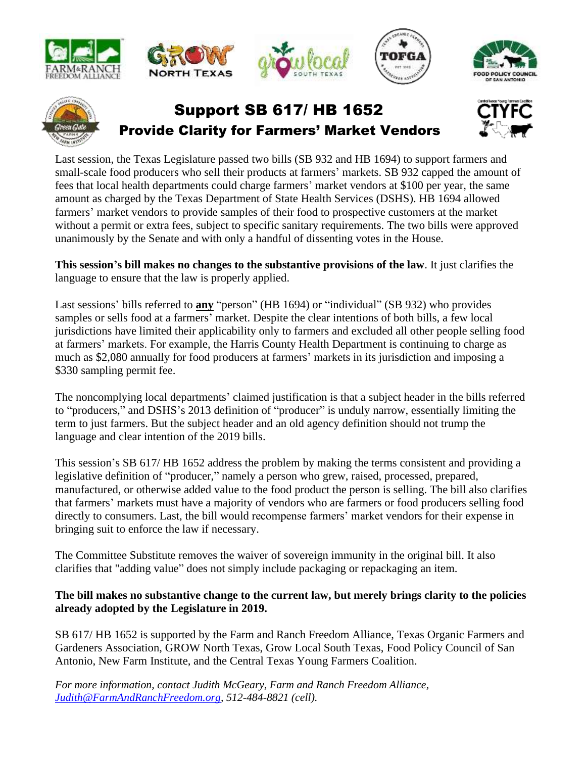# Support SB 617/ HB 1652

## Provide Clarity for Farmers' Market Vendors

Last session, the Texas Legislature passed two bills (SB 932 and HB 1694) to support farmers and small-scale food producers who sell their products at farmers' markets. SB 932 capped the amount of fees that local health departments could charge farmers' market vendors at $100 per year, the same amount as charged by the Texas Department of State Health Services (DSHS). HB 1694 allowed farmers' market vendors to provide samples of their food to prospective customers at the market without a permit or extra fees, subject to specific sanitary requirements. The two bills were approved unanimously by the Senate and with only a handful of dissenting votes in the House.

**This session's bill makes no changes to the substantive provisions of the law**. It just clarifies the language to ensure that the law is properly applied.

Last sessions' bills referred to **<u>any</u>** "person" (HB 1694) or "individual" (SB 932) who provides samples or sells food at a farmers' market. Despite the clear intentions of both bills, a few local jurisdictions have limited their applicability only to farmers and excluded all other people selling food at farmers' markets. For example, the Harris County Health Department is continuing to charge as much as $2,080 annually for food producers at farmers' markets in its jurisdiction and imposing a $330 sampling permit fee.

The noncomplying local departments' claimed justification is that a subject header in the bills referred to "producers," and DSHS's 2013 definition of "producer" is unduly narrow, essentially limiting the term to just farmers. But the subject header and an old agency definition should not trump the language and clear intention of the 2019 bills.

This session's SB 617/ HB 1652 address the problem by making the terms consistent and providing a legislative definition of "producer," namely a person who grew, raised, processed, prepared, manufactured, or otherwise added value to the food product the person is selling. The bill also clarifies that farmers' markets must have a majority of vendors who are farmers or food producers selling food directly to consumers. Last, the bill would recompense farmers' market vendors for their expense in bringing suit to enforce the law if necessary.

The Committee Substitute removes the waiver of sovereign immunity in the original bill. It also clarifies that "adding value" does not simply include packaging or repackaging an item.

**The bill makes no substantive change to the current law, but merely brings clarity to the policies already adopted by the Legislature in 2019.**

SB 617/ HB 1652 is supported by the Farm and Ranch Freedom Alliance, Texas Organic Farmers and Gardeners Association, GROW North Texas, Grow Local South Texas, Food Policy Council of San Antonio, New Farm Institute, and the Central Texas Young Farmers Coalition.

*For more information, contact Judith McGeary, Farm and Ranch Freedom Alliance, Judith@FarmAndRanchFreedom.org, 512-484-8821 (cell).*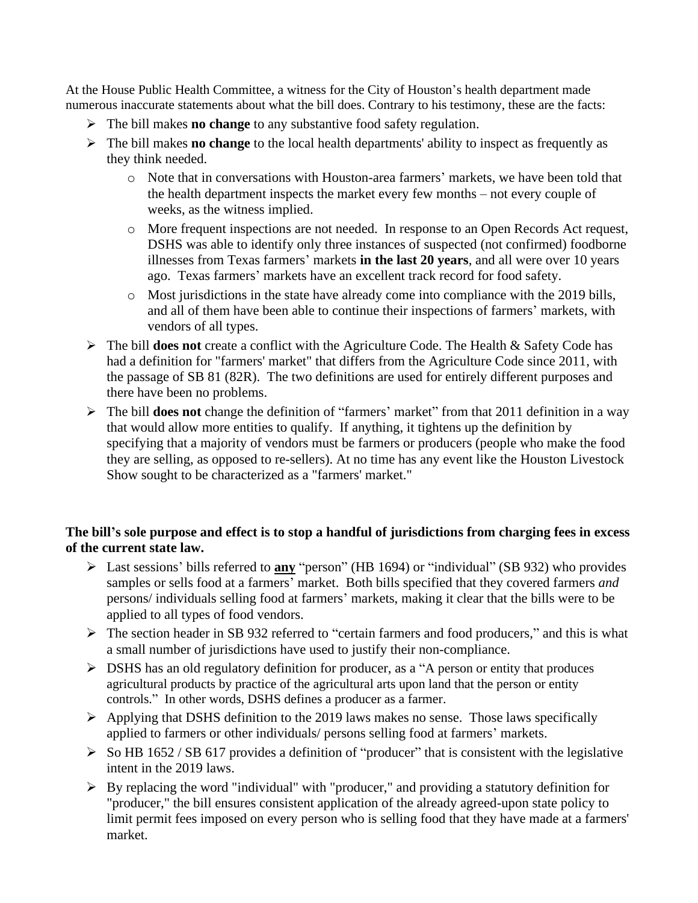At the House Public Health Committee, a witness for the City of Houston's health department made numerous inaccurate statements about what the bill does. Contrary to his testimony, these are the facts:

- The bill makes **no change** to any substantive food safety regulation.
- The bill makes **no change** to the local health departments' ability to inspect as frequently as they think needed.
  - Note that in conversations with Houston-area farmers' markets, we have been told that the health department inspects the market every few months – not every couple of weeks, as the witness implied.
  - More frequent inspections are not needed. In response to an Open Records Act request, DSHS was able to identify only three instances of suspected (not confirmed) foodborne illnesses from Texas farmers' markets **in the last 20 years**, and all were over 10 years ago. Texas farmers' markets have an excellent track record for food safety.
  - Most jurisdictions in the state have already come into compliance with the 2019 bills, and all of them have been able to continue their inspections of farmers' markets, with vendors of all types.
- The bill **does not** create a conflict with the Agriculture Code. The Health & Safety Code has had a definition for "farmers' market" that differs from the Agriculture Code since 2011, with the passage of SB 81 (82R). The two definitions are used for entirely different purposes and there have been no problems.
- The bill **does not** change the definition of "farmers' market" from that 2011 definition in a way that would allow more entities to qualify. If anything, it tightens up the definition by specifying that a majority of vendors must be farmers or producers (people who make the food they are selling, as opposed to re-sellers). At no time has any event like the Houston Livestock Show sought to be characterized as a "farmers' market."

**The bill's sole purpose and effect is to stop a handful of jurisdictions from charging fees in excess of the current state law.**

- Last sessions' bills referred to **<u>any</u>** "person" (HB 1694) or "individual" (SB 932) who provides samples or sells food at a farmers' market. Both bills specified that they covered farmers *and* persons/ individuals selling food at farmers' markets, making it clear that the bills were to be applied to all types of food vendors.
- The section header in SB 932 referred to "certain farmers and food producers," and this is what a small number of jurisdictions have used to justify their non-compliance.
- DSHS has an old regulatory definition for producer, as a "A person or entity that produces agricultural products by practice of the agricultural arts upon land that the person or entity controls." In other words, DSHS defines a producer as a farmer.
- Applying that DSHS definition to the 2019 laws makes no sense. Those laws specifically applied to farmers or other individuals/ persons selling food at farmers' markets.
- So HB 1652 / SB 617 provides a definition of "producer" that is consistent with the legislative intent in the 2019 laws.
- By replacing the word "individual" with "producer," and providing a statutory definition for "producer," the bill ensures consistent application of the already agreed-upon state policy to limit permit fees imposed on every person who is selling food that they have made at a farmers' market.